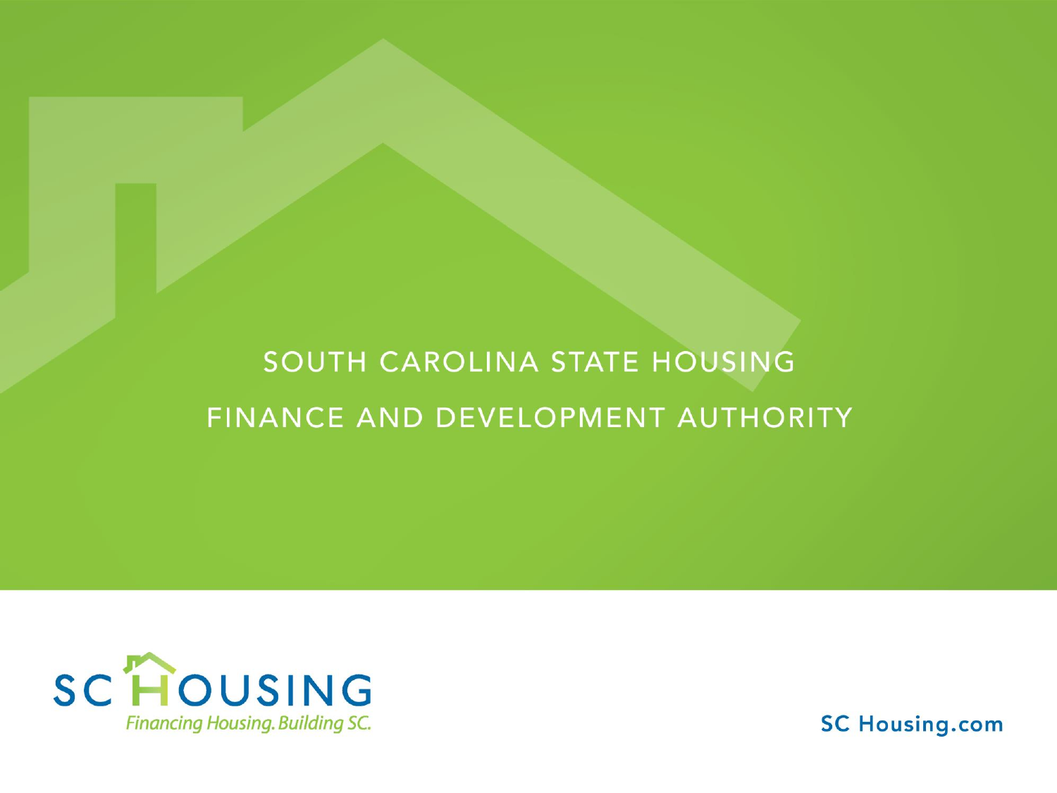# SOUTH CAROLINA STATE HOUSING FINANCE AND DEVELOPMENT AUTHORITY

SC HOUSING

*Financing Housing. Building SC.*

SC Housing.com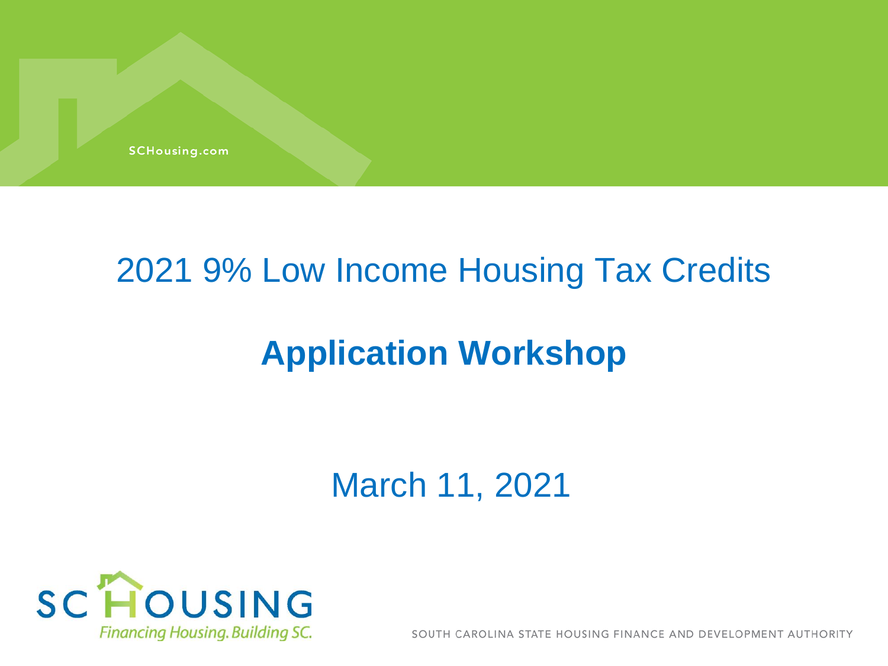SCHousing.com

# 2021 9% Low Income Housing Tax Credits

## Application Workshop

March 11, 2021

SC HOUSING

*Financing Housing. Building SC.*

SOUTH CAROLINA STATE HOUSING FINANCE AND DEVELOPMENT AUTHORITY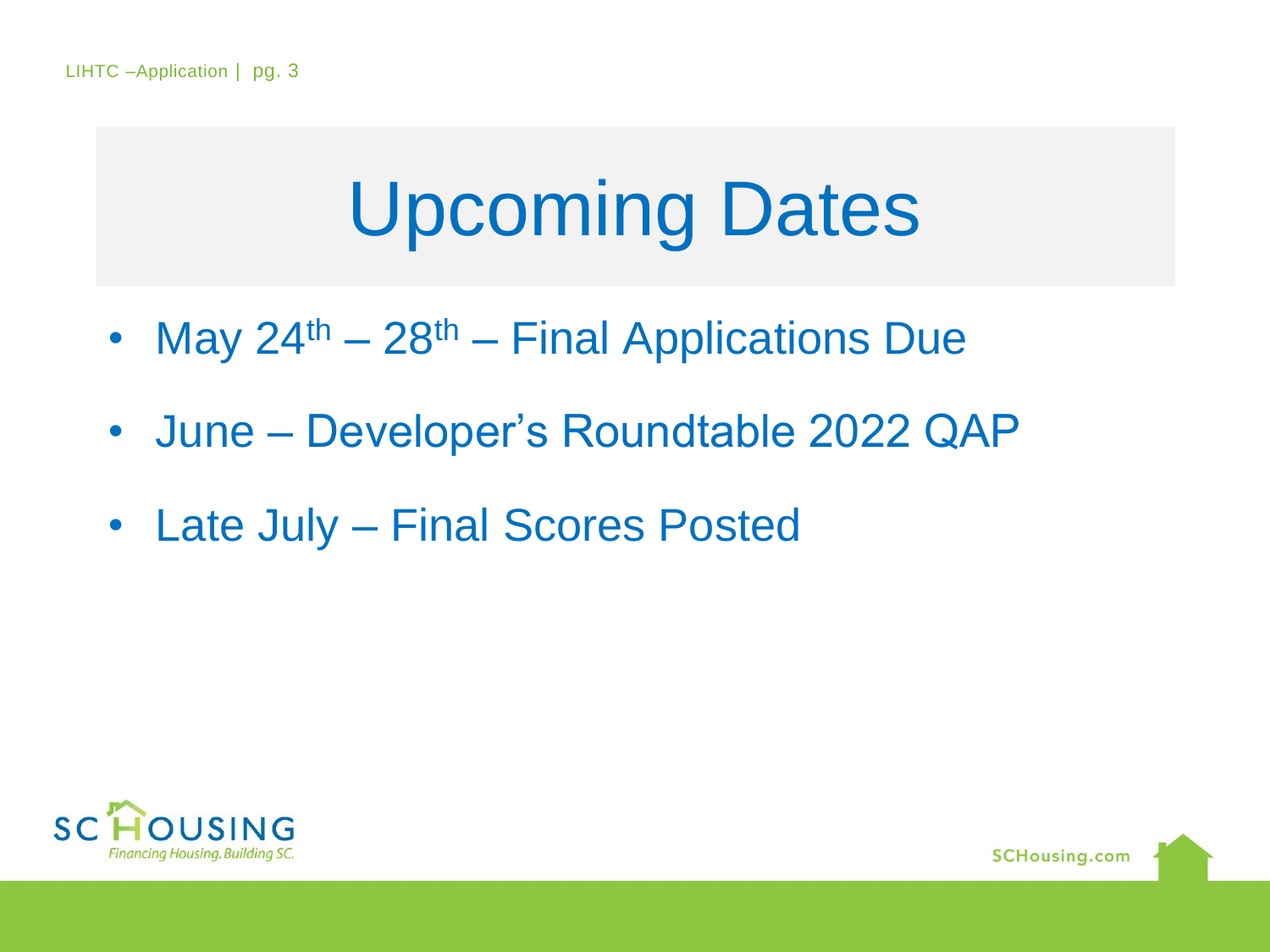# Upcoming Dates

- May 24th – 28th – Final Applications Due
- June – Developer's Roundtable 2022 QAP
- Late July – Final Scores Posted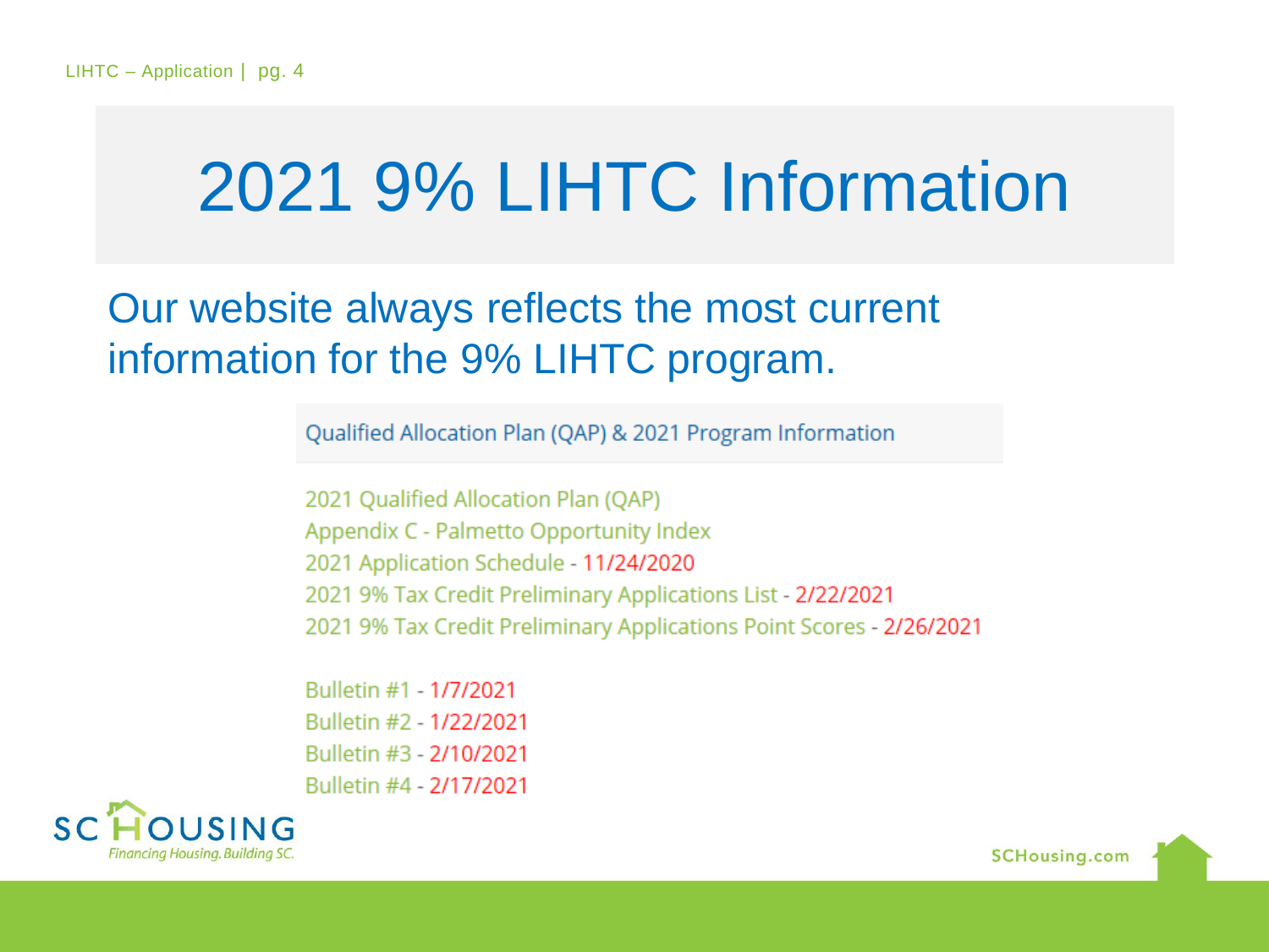# 2021 9% LIHTC Information

Our website always reflects the most current information for the 9% LIHTC program.

Qualified Allocation Plan (QAP) & 2021 Program Information

2021 Qualified Allocation Plan (QAP)
Appendix C - Palmetto Opportunity Index
2021 Application Schedule - 11/24/2020
2021 9% Tax Credit Preliminary Applications List - 2/22/2021
2021 9% Tax Credit Preliminary Applications Point Scores - 2/26/2021

Bulletin #1 - 1/7/2021
Bulletin #2 - 1/22/2021
Bulletin #3 - 2/10/2021
Bulletin #4 - 2/17/2021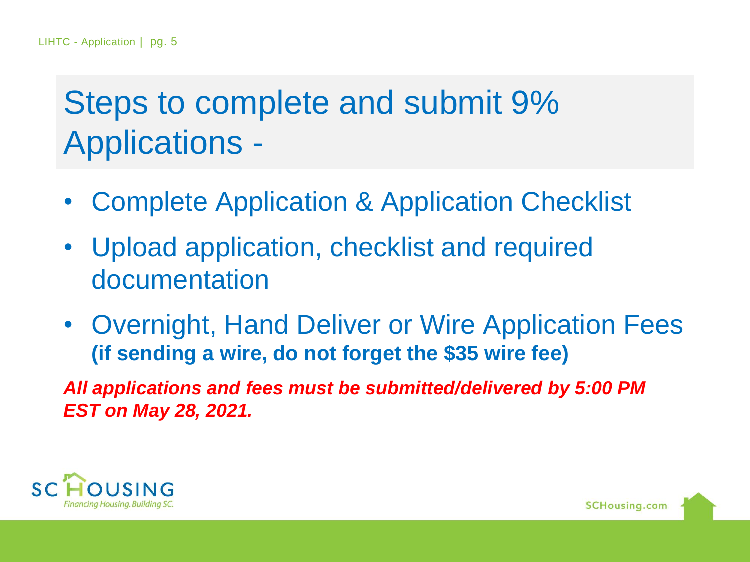# Steps to complete and submit 9% Applications -

- Complete Application & Application Checklist
- Upload application, checklist and required documentation
- Overnight, Hand Deliver or Wire Application Fees **(if sending a wire, do not forget the $35 wire fee)**

***All applications and fees must be submitted/delivered by 5:00 PM EST on May 28, 2021.***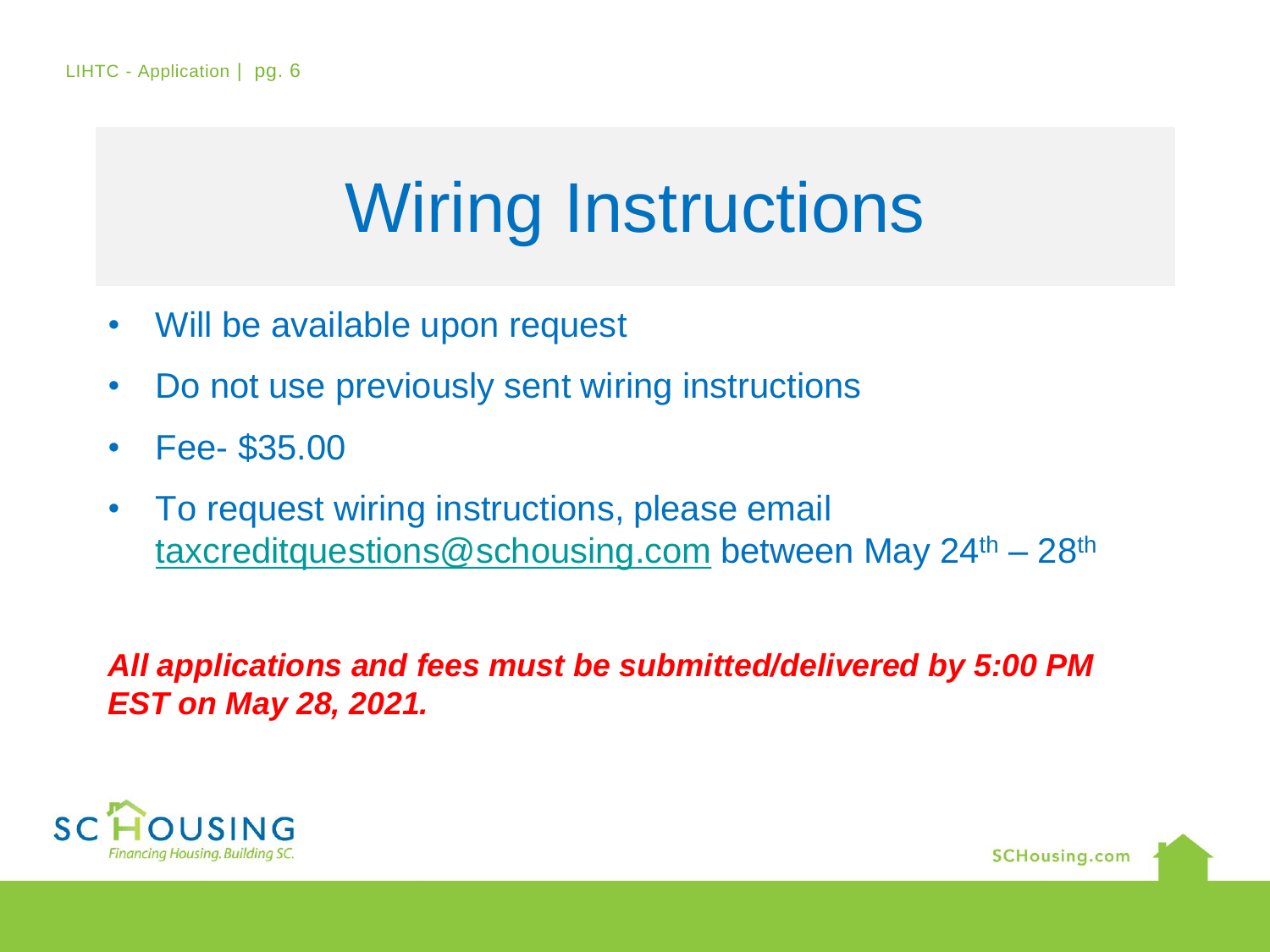# Wiring Instructions

- Will be available upon request
- Do not use previously sent wiring instructions
- Fee- $35.00
- To request wiring instructions, please email taxcreditquestions@schousing.com between May 24th – 28th

***All applications and fees must be submitted/delivered by 5:00 PM EST on May 28, 2021.***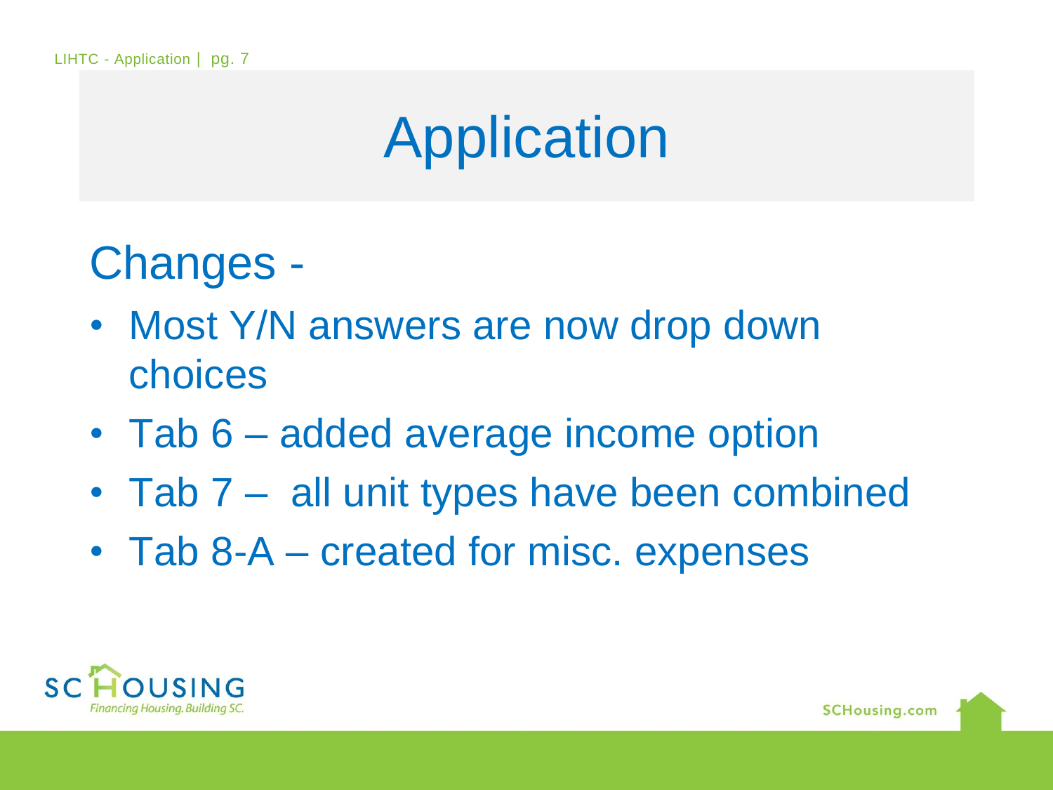# Application

## Changes -

- Most Y/N answers are now drop down choices
- Tab 6 – added average income option
- Tab 7 – all unit types have been combined
- Tab 8-A – created for misc. expenses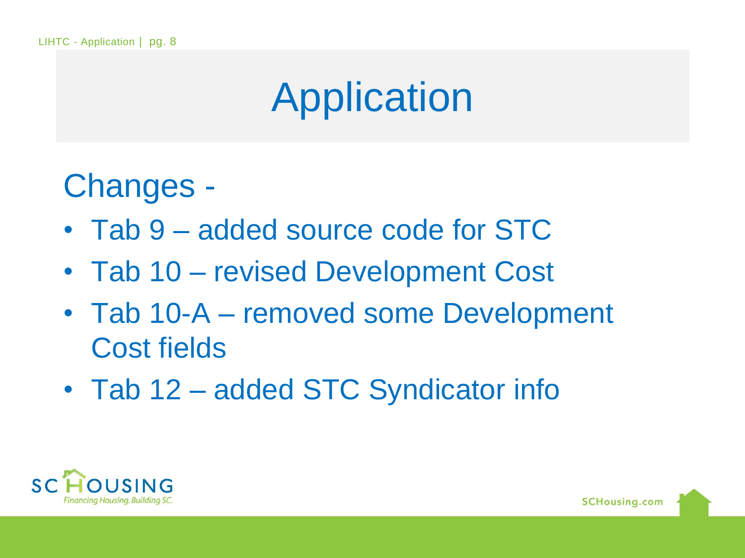# Application

## Changes -

- Tab 9 – added source code for STC
- Tab 10 – revised Development Cost
- Tab 10-A – removed some Development Cost fields
- Tab 12 – added STC Syndicator info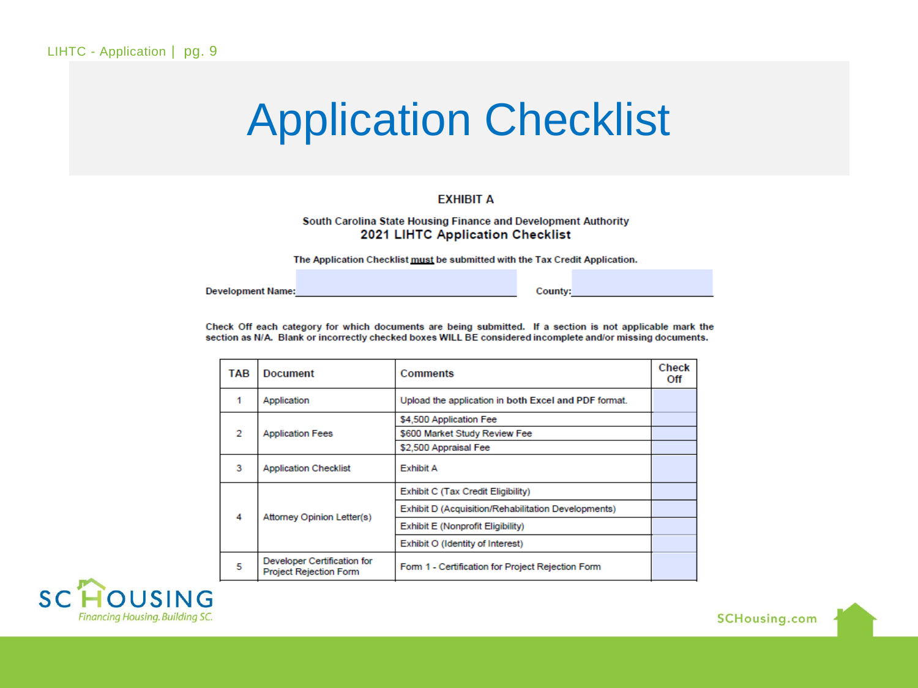# Application Checklist

**EXHIBIT A**

**South Carolina State Housing Finance and Development Authority**
**2021 LIHTC Application Checklist**

**The Application Checklist must be submitted with the Tax Credit Application.**

**Development Name:**\_\_\_\_\_\_\_\_\_\_\_\_\_\_\_\_\_\_\_\_ **County:**\_\_\_\_\_\_\_\_\_\_

**Check Off each category for which documents are being submitted. If a section is not applicable mark the section as N/A. Blank or incorrectly checked boxes WILL BE considered incomplete and/or missing documents.**

| TAB | Document | Comments | Check Off |
|---|---|---|---|
| 1 | Application | Upload the application in both Excel and PDF format. | |
| 2 | Application Fees | $4,500 Application Fee | |
| | | $600 Market Study Review Fee | |
| | | $2,500 Appraisal Fee | |
| 3 | Application Checklist | Exhibit A | |
| 4 | Attorney Opinion Letter(s) | Exhibit C (Tax Credit Eligibility) | |
| | | Exhibit D (Acquisition/Rehabilitation Developments) | |
| | | Exhibit E (Nonprofit Eligibility) | |
| | | Exhibit O (Identity of Interest) | |
| 5 | Developer Certification for Project Rejection Form | Form 1 - Certification for Project Rejection Form | |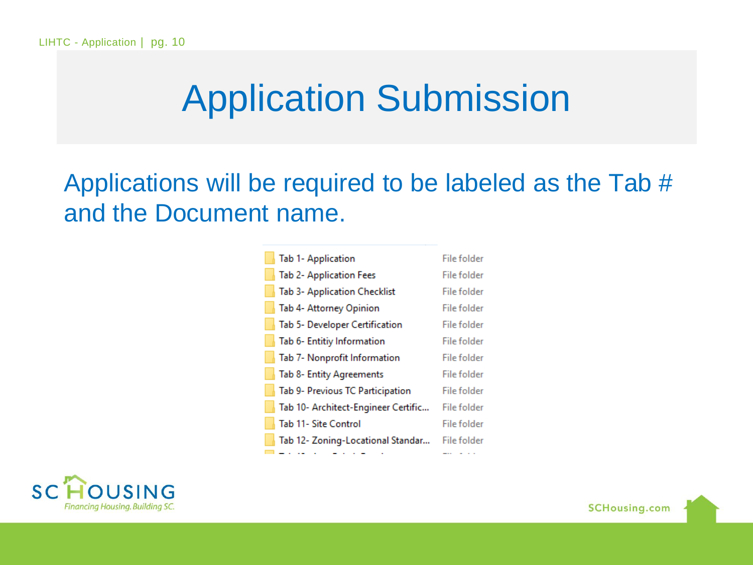# Application Submission

Applications will be required to be labeled as the Tab # and the Document name.

| | |
|---|---|
| Tab 1- Application | File folder |
| Tab 2- Application Fees | File folder |
| Tab 3- Application Checklist | File folder |
| Tab 4- Attorney Opinion | File folder |
| Tab 5- Developer Certification | File folder |
| Tab 6- Entitiy Information | File folder |
| Tab 7- Nonprofit Information | File folder |
| Tab 8- Entity Agreements | File folder |
| Tab 9- Previous TC Participation | File folder |
| Tab 10- Architect-Engineer Certific... | File folder |
| Tab 11- Site Control | File folder |
| Tab 12- Zoning-Locational Standar... | File folder |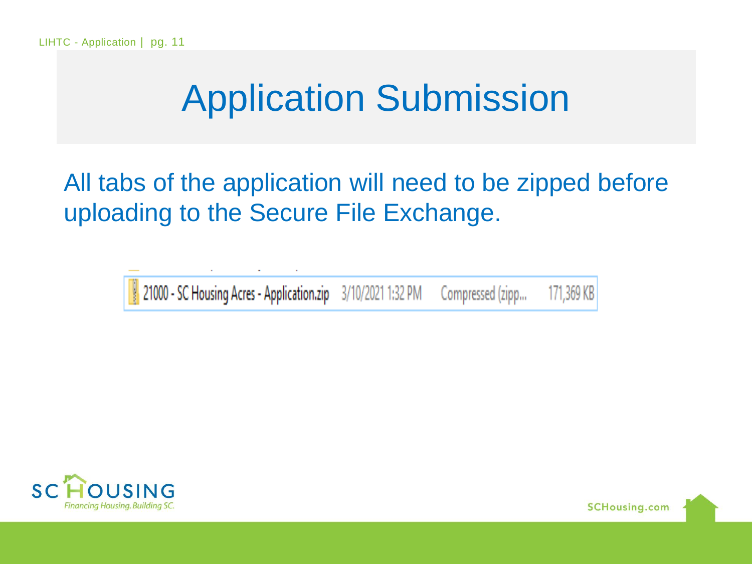# Application Submission

All tabs of the application will need to be zipped before uploading to the Secure File Exchange.

| 21000 - SC Housing Acres - Application.zip | 3/10/2021 1:32 PM | Compressed (zipp... | 171,369 KB |
|---|---|---|---|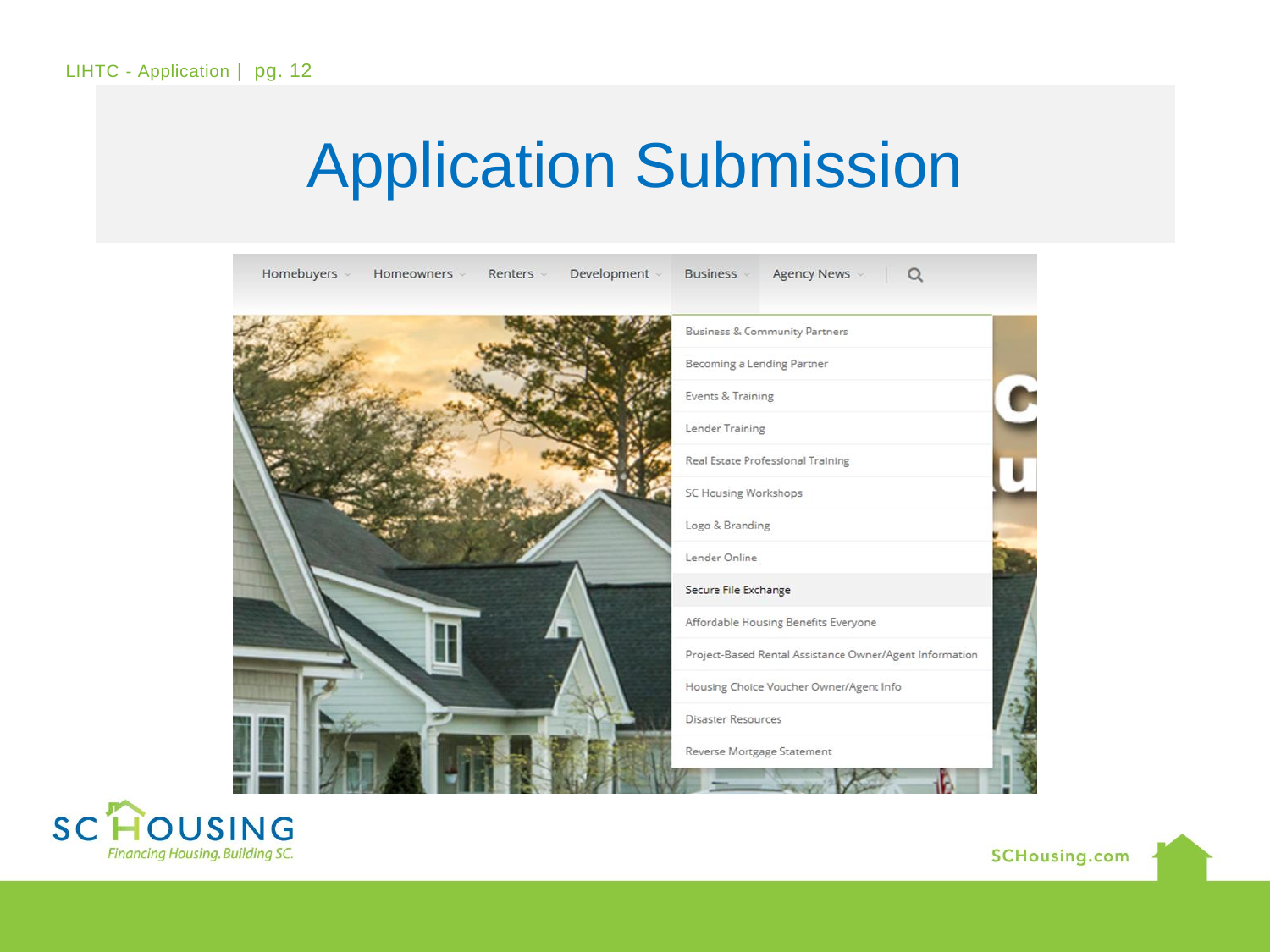# Application Submission

Homebuyers | Homeowners | Renters | Development | Business | Agency News

- Business & Community Partners
- Becoming a Lending Partner
- Events & Training
- Lender Training
- Real Estate Professional Training
- SC Housing Workshops
- Logo & Branding
- Lender Online
- Secure File Exchange
- Affordable Housing Benefits Everyone
- Project-Based Rental Assistance Owner/Agent Information
- Housing Choice Voucher Owner/Agent Info
- Disaster Resources
- Reverse Mortgage Statement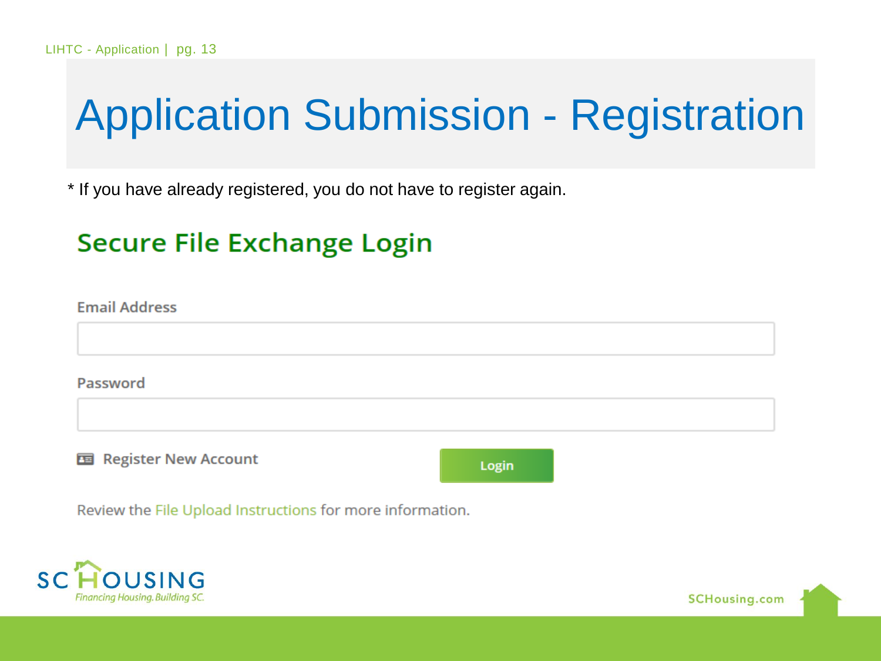# Application Submission - Registration

* If you have already registered, you do not have to register again.

## Secure File Exchange Login

Email Address

Password

Register New Account

Login

Review the File Upload Instructions for more information.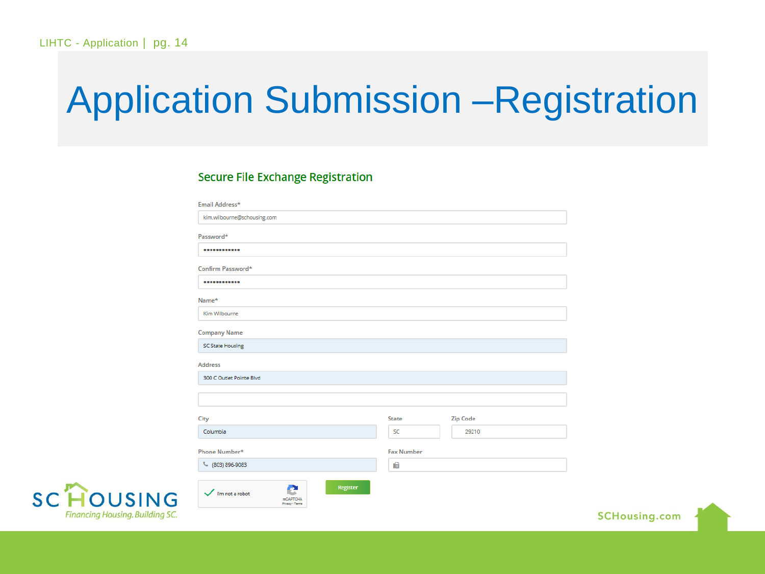# Application Submission –Registration

## Secure File Exchange Registration

Email Address*

kim.wilbourne@schousing.com

Password*

••••••••••••

Confirm Password*

••••••••••••

Name*

Kim Wilbourne

Company Name

SC State Housing

Address

300 C Outlet Pointe Blvd

City

Columbia

State

SC

Zip Code

29210

Phone Number*

(803) 896-9083

Fax Number

I'm not a robot

reCAPTCHA
Privacy - Terms

Register

SC HOUSING

*Financing Housing. Building SC.*

SCHousing.com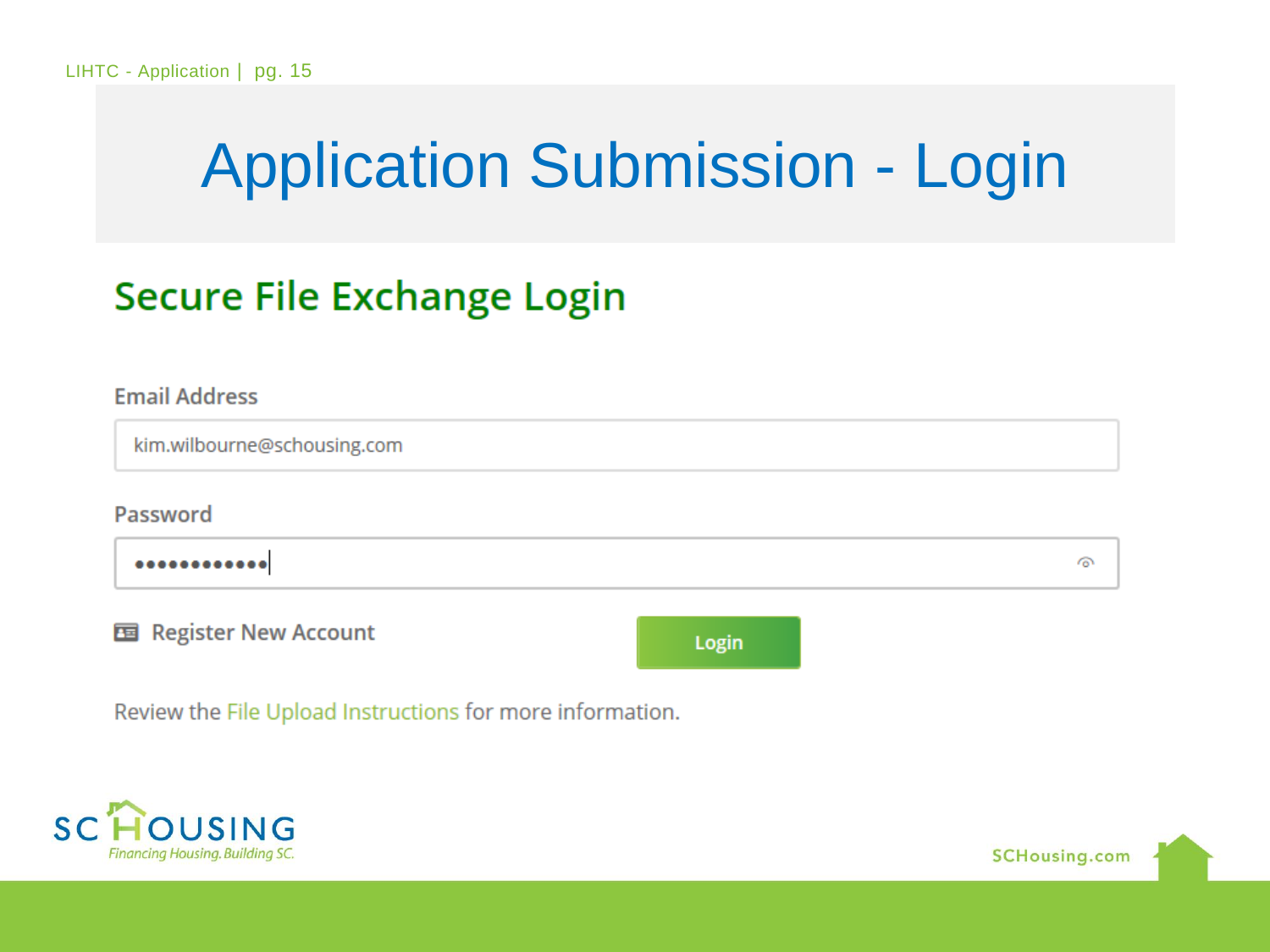# Application Submission - Login

## Secure File Exchange Login

Email Address

kim.wilbourne@schousing.com

Password

••••••••••••

Register New Account

Login

Review the File Upload Instructions for more information.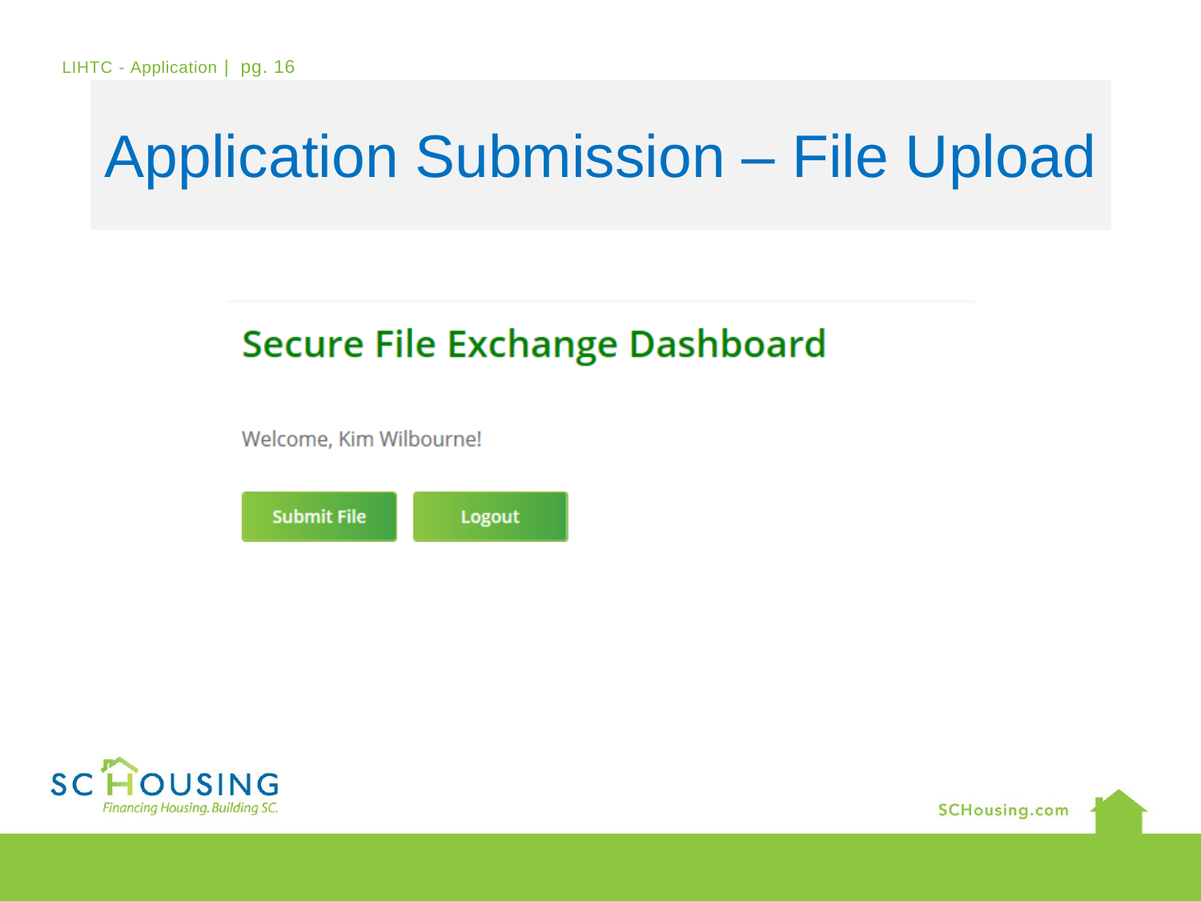# Application Submission – File Upload

## Secure File Exchange Dashboard

Welcome, Kim Wilbourne!

Submit File    Logout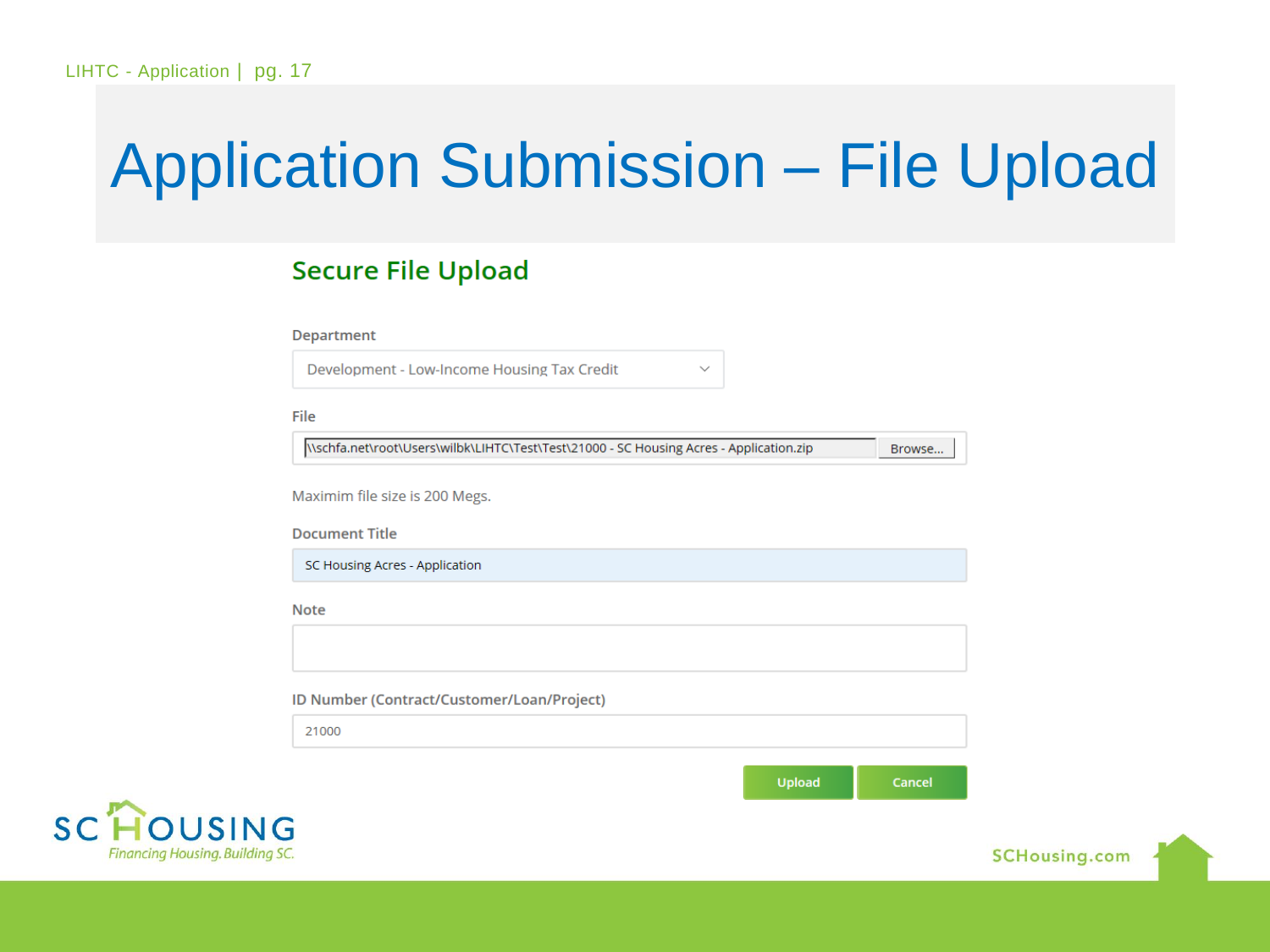# Application Submission – File Upload

## Secure File Upload

**Department**

Development - Low-Income Housing Tax Credit

**File**

\\schfa.net\root\Users\wilbk\LIHTC\Test\Test\21000 - SC Housing Acres - Application.zip [Browse...]

Maximim file size is 200 Megs.

**Document Title**

SC Housing Acres - Application

**Note**

**ID Number (Contract/Customer/Loan/Project)**

21000

[Upload] [Cancel]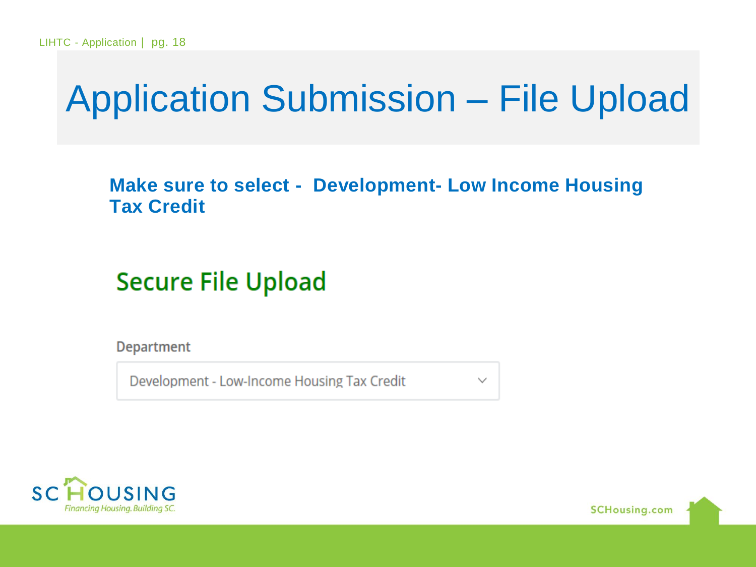# Application Submission – File Upload

**Make sure to select - Development- Low Income Housing Tax Credit**

## Secure File Upload

Department

Development - Low-Income Housing Tax Credit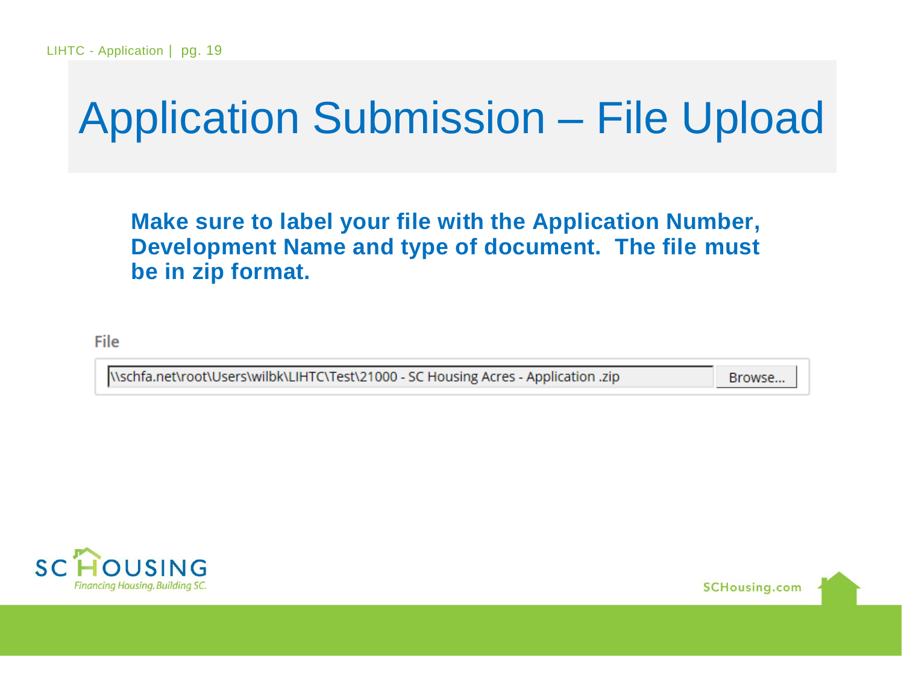# Application Submission – File Upload

**Make sure to label your file with the Application Number, Development Name and type of document. The file must be in zip format.**

File

\\schfa.net\root\Users\wilbk\LIHTC\Test\21000 - SC Housing Acres - Application .zip | Browse...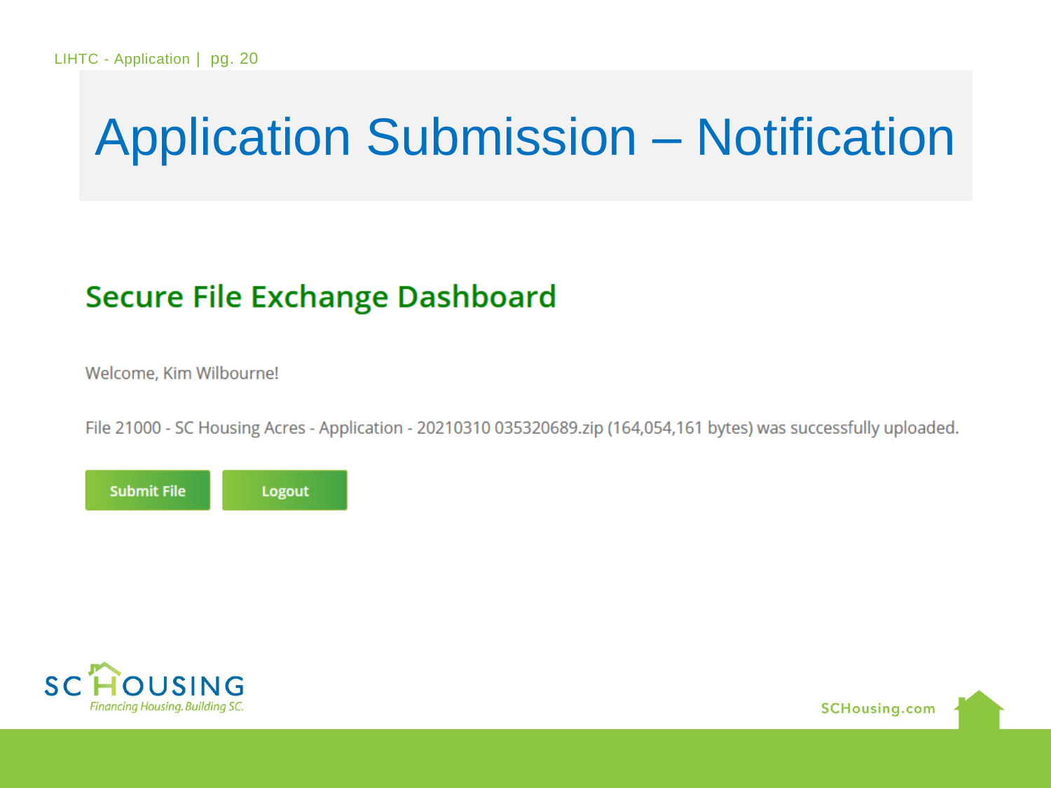# Application Submission – Notification

## Secure File Exchange Dashboard

Welcome, Kim Wilbourne!

File 21000 - SC Housing Acres - Application - 20210310 035320689.zip (164,054,161 bytes) was successfully uploaded.

Submit File | Logout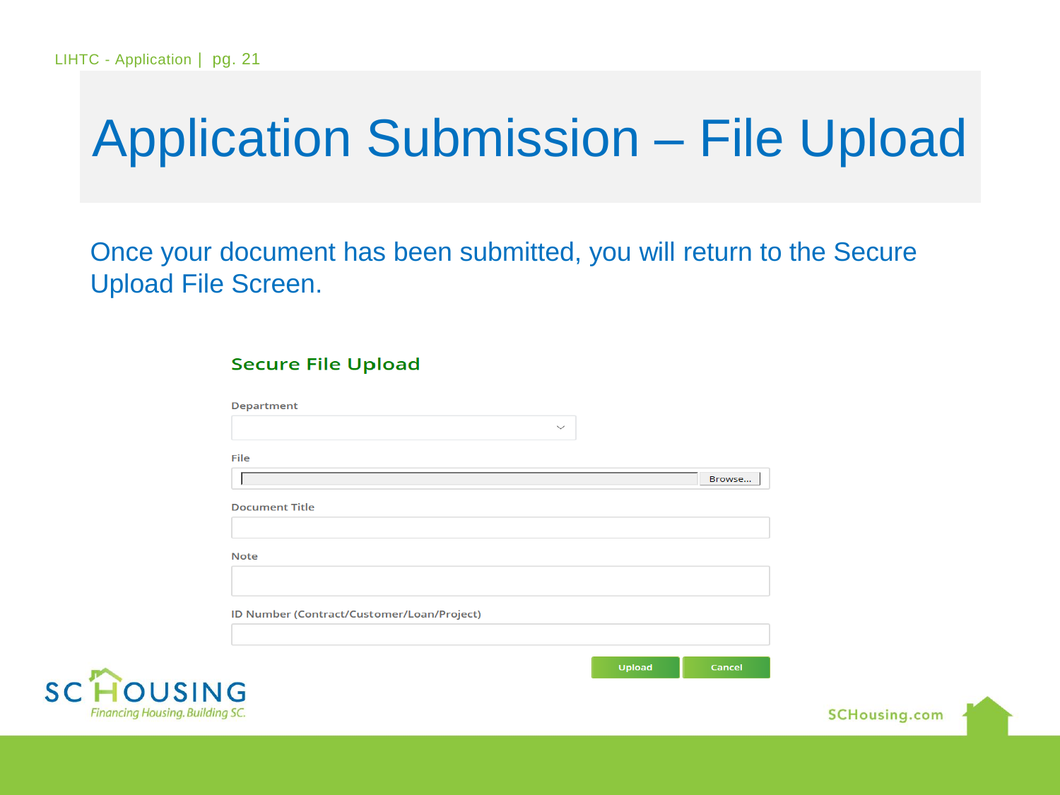# Application Submission – File Upload

Once your document has been submitted, you will return to the Secure Upload File Screen.

## Secure File Upload

Department

File

Browse...

Document Title

Note

ID Number (Contract/Customer/Loan/Project)

Upload Cancel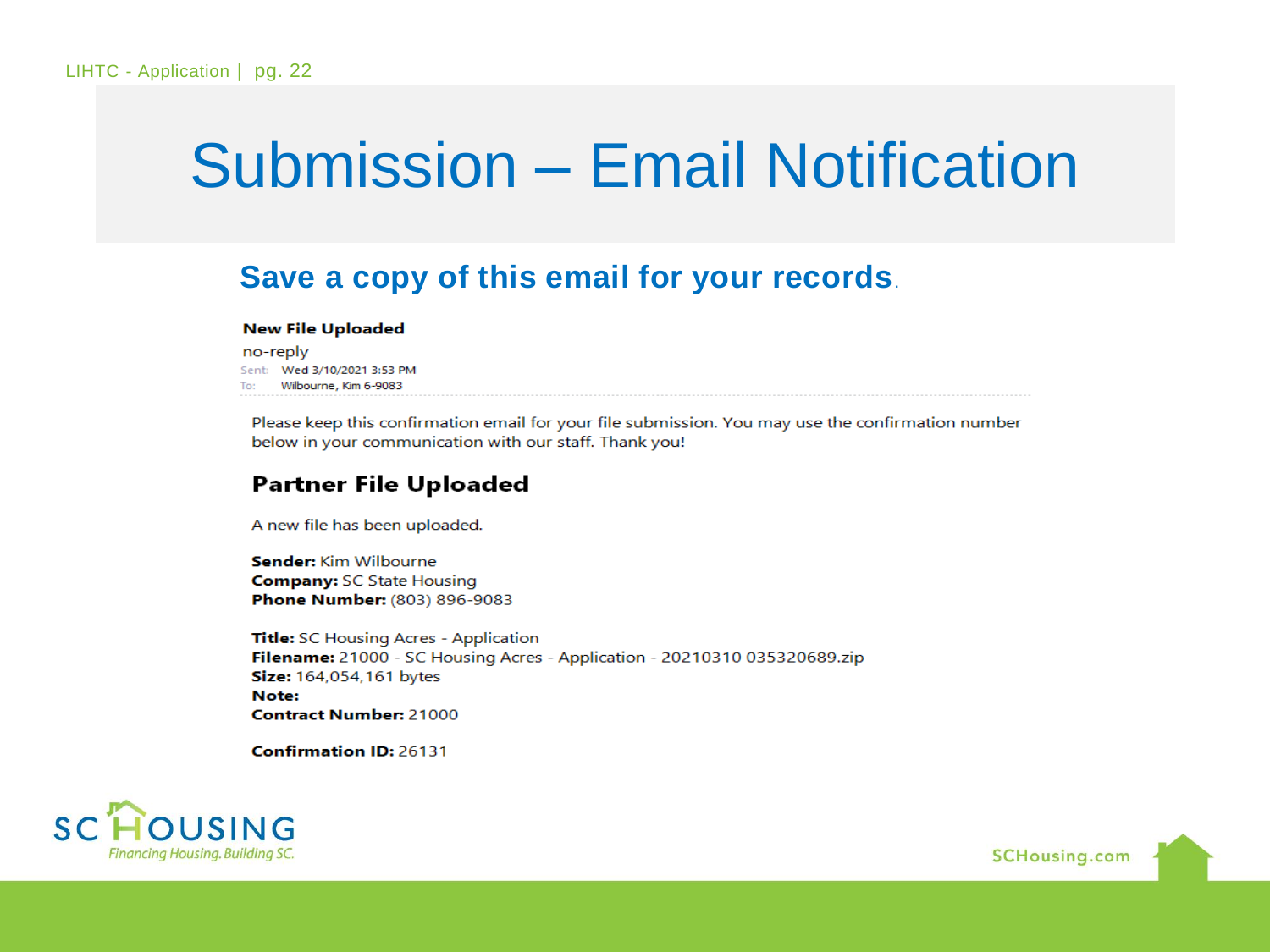# Submission – Email Notification

## Save a copy of this email for your records.

**New File Uploaded**

no-reply

Sent: Wed 3/10/2021 3:53 PM

To: Wilbourne, Kim 6-9083

Please keep this confirmation email for your file submission. You may use the confirmation number below in your communication with our staff. Thank you!

### Partner File Uploaded

A new file has been uploaded.

**Sender:** Kim Wilbourne
**Company:** SC State Housing
**Phone Number:** (803) 896-9083

**Title:** SC Housing Acres - Application
**Filename:** 21000 - SC Housing Acres - Application - 20210310 035320689.zip
**Size:** 164,054,161 bytes
**Note:**
**Contract Number:** 21000

**Confirmation ID:** 26131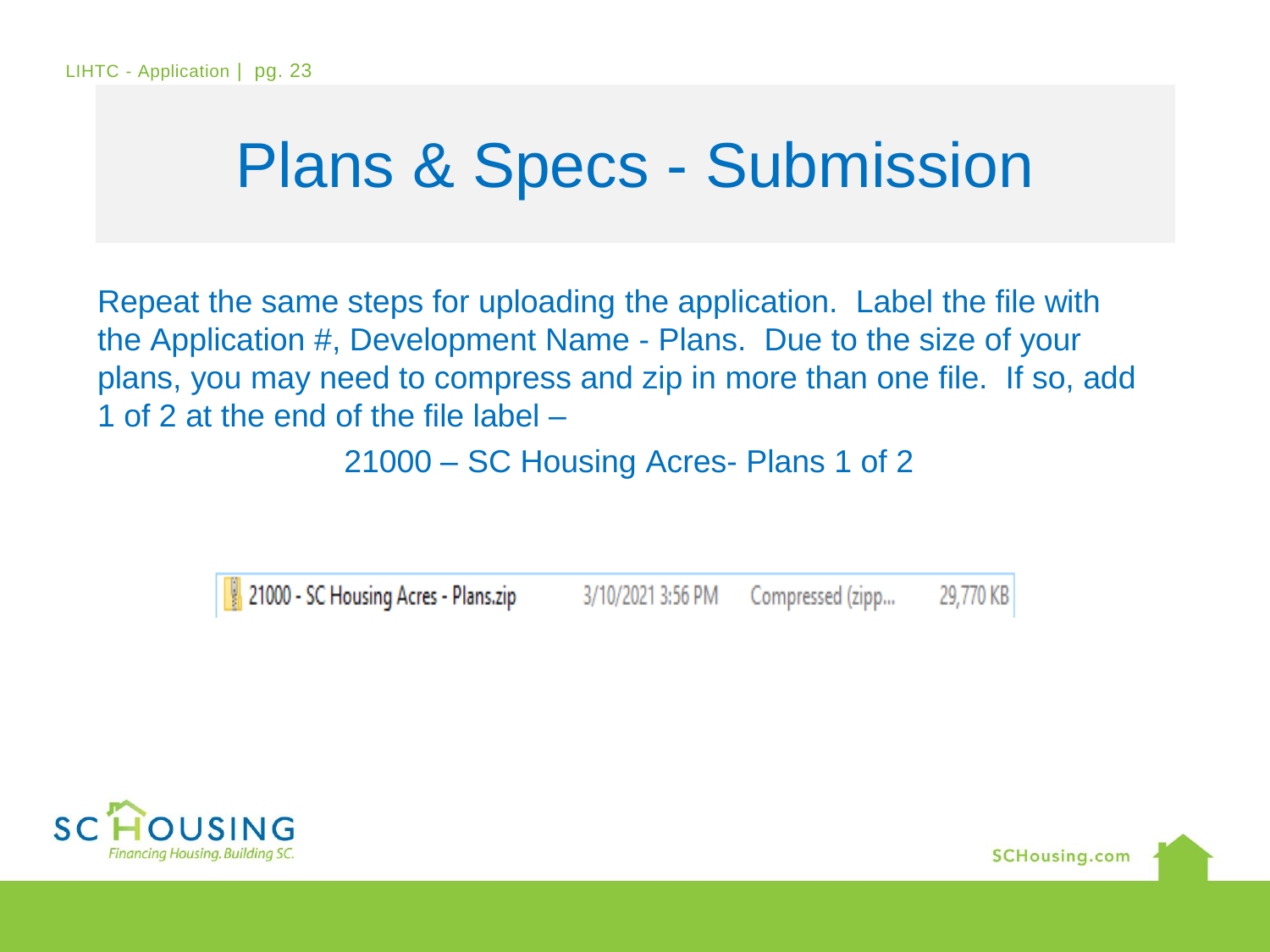# Plans & Specs - Submission

Repeat the same steps for uploading the application. Label the file with the Application #, Development Name - Plans. Due to the size of your plans, you may need to compress and zip in more than one file. If so, add 1 of 2 at the end of the file label –

21000 – SC Housing Acres- Plans 1 of 2

| 21000 - SC Housing Acres - Plans.zip | 3/10/2021 3:56 PM | Compressed (zipp... | 29,770 KB |
| --- | --- | --- | --- |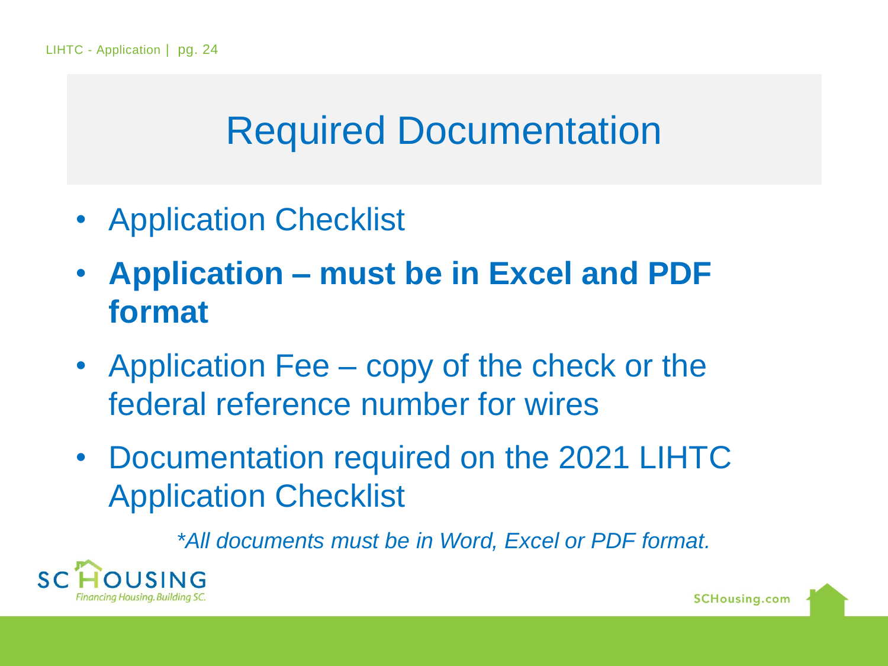# Required Documentation

- Application Checklist
- **Application – must be in Excel and PDF format**
- Application Fee – copy of the check or the federal reference number for wires
- Documentation required on the 2021 LIHTC Application Checklist

*\*All documents must be in Word, Excel or PDF format.*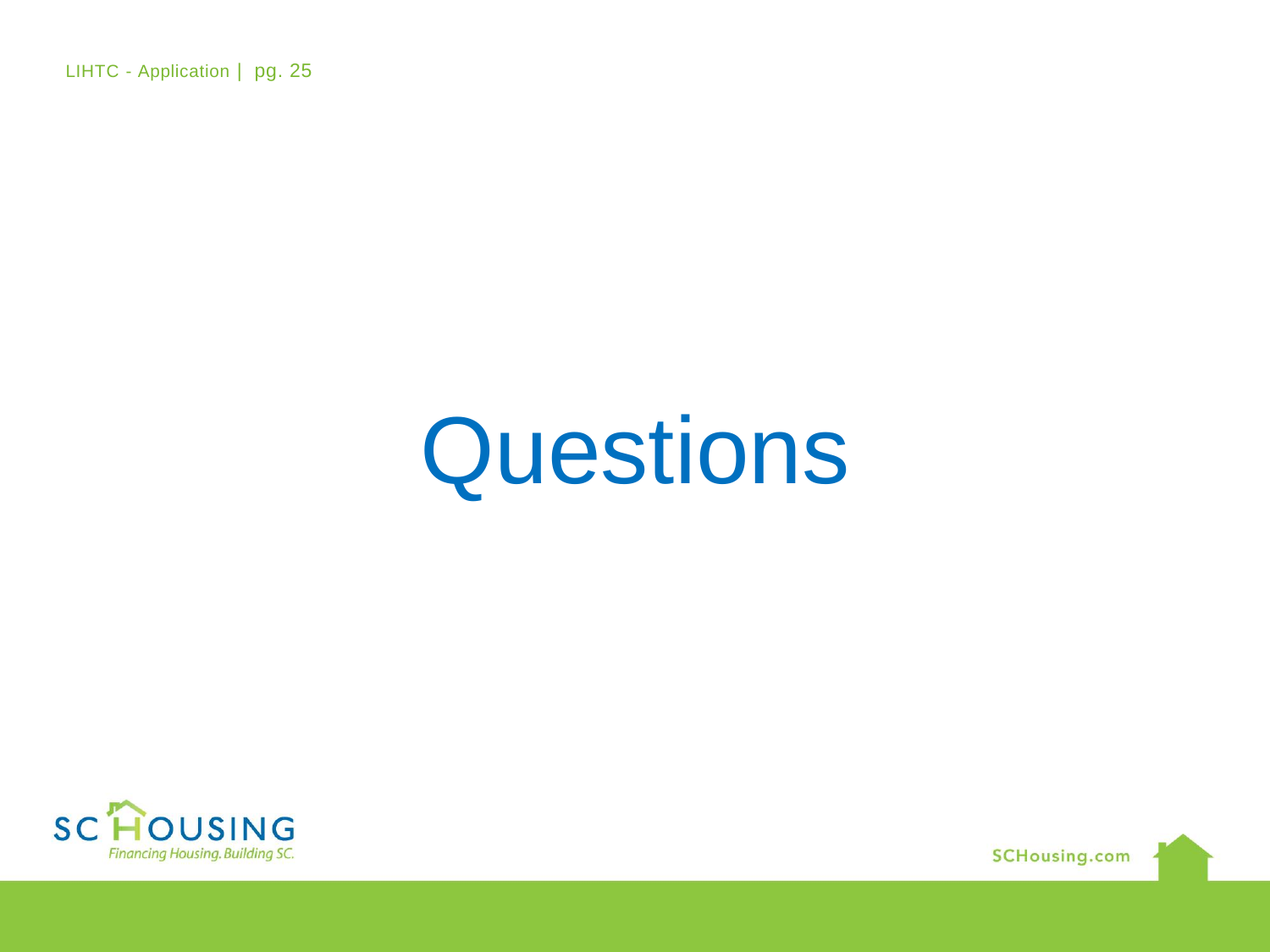# Questions